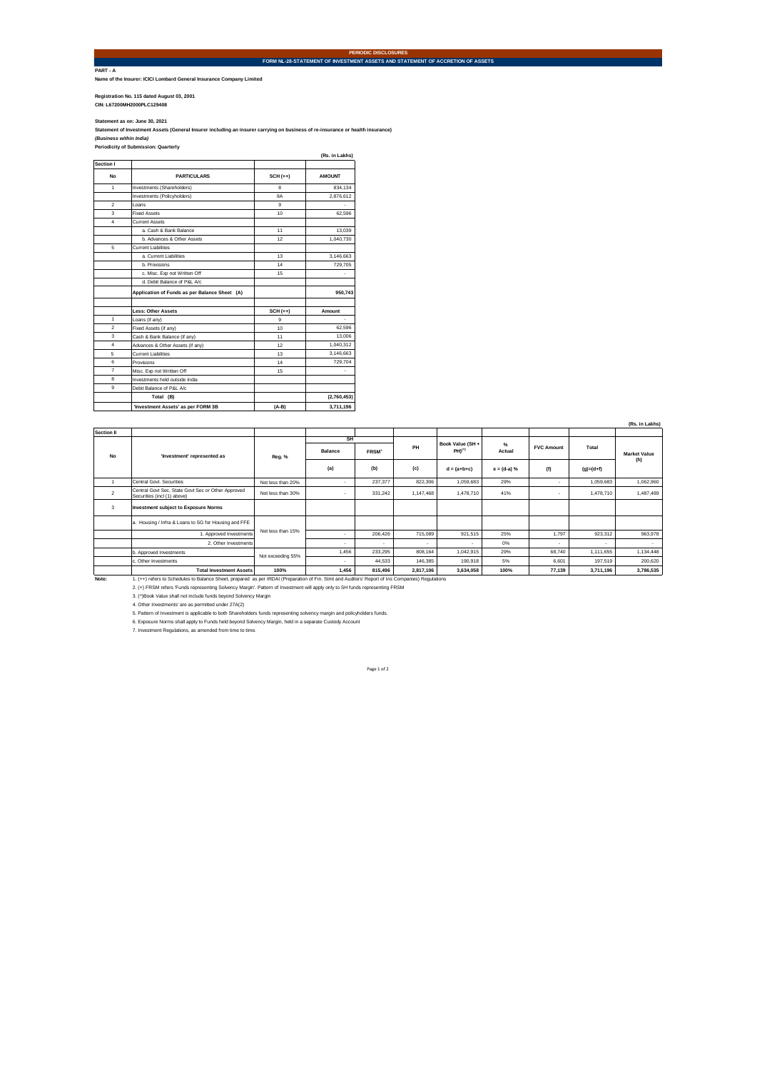**PERIODIC DISCLOSURES**

**FORM NL-28-STATEMENT OF INVESTMENT ASSETS AND STATEMENT OF ACCRETION OF ASSETS**

**PART - A**

**Name of the Insurer: ICICI Lombard General Insurance Company Limited**

**Registration No. 115 dated August 03, 2001**
**CIN: L67200MH2000PLC129408**

**Statement as on: June 30, 2021**
**Statement of Investment Assets (General Insurer including an insurer carrying on business of re-insurance or health insurance)**
***(Business within India)***
**Periodicity of Submission: Quarterly**

(Rs. in Lakhs)

| Section I | | | |
|---|---|---|---|
| **No** | **PARTICULARS** | **SCH (++)** | **AMOUNT** |
| 1 | Investments (Shareholders) | 8 | 834,134 |
| | Investments (Policyholders) | 8A | 2,876,612 |
| 2 | Loans | 9 | - |
| 3 | Fixed Assets | 10 | 62,596 |
| 4 | Current Assets | | |
| | a. Cash & Bank Balance | 11 | 13,039 |
| | b. Advances & Other Assets | 12 | 1,040,730 |
| 5 | Current Liabilities | | |
| | a. Current Liabilities | 13 | 3,146,663 |
| | b. Provisions | 14 | 729,705 |
| | c. Misc. Exp not Written Off | 15 | - |
| | d. Debit Balance of P&L A/c | | |
| | **Application of Funds as per Balance Sheet (A)** | | **950,743** |
| | | | |
| | **Less: Other Assets** | **SCH (++)** | **Amount** |
| 1 | Loans (if any) | 9 | - |
| 2 | Fixed Assets (if any) | 10 | 62,596 |
| 3 | Cash & Bank Balance (if any) | 11 | 13,006 |
| 4 | Advances & Other Assets (if any) | 12 | 1,040,312 |
| 5 | Current Liabilities | 13 | 3,146,663 |
| 6 | Provisions | 14 | 729,704 |
| 7 | Misc. Exp not Written Off | 15 | - |
| 8 | Investments held outside India | | |
| 9 | Debit Balance of P&L A/c | | |
| | **Total (B)** | | **(2,760,453)** |
| | **'Investment Assets' as per FORM 3B** | **(A-B)** | **3,711,196** |

(Rs. in Lakhs)

| Section II | | | | | | | | | | |
|---|---|---|---|---|---|---|---|---|---|---|
| **No** | **'Investment' represented as** | **Reg. %** | **SH Balance** | **SH FRSM⁺** | **PH** | **Book Value (SH + PH)(^)** | **% Actual** | **FVC Amount** | **Total** | **Market Value** |
| | | | **(a)** | **(b)** | **(c)** | **d = (a+b+c)** | **e = (d-a) %** | **(f)** | **(g)=(d+f)** | **(h)** |
| 1 | Central Govt. Securities | Not less than 20% | - | 237,377 | 822,306 | 1,059,683 | 29% | - | 1,059,683 | 1,062,960 |
| 2 | Central Govt Sec, State Govt Sec or Other Approved Securities (incl (1) above) | Not less than 30% | - | 331,242 | 1,147,468 | 1,478,710 | 41% | - | 1,478,710 | 1,487,489 |
| 3 | **Investment subject to Exposure Norms** | | | | | | | | | |
| | a. Housing / Infra & Loans to SG for Housing and FFE | Not less than 15% | | | | | | | | |
| | 1. Approved Investments | | - | 206,426 | 715,089 | 921,515 | 25% | 1,797 | 923,312 | 963,978 |
| | 2. Other Investments | | - | - | - | - | 0% | - | - | - |
| | b. Approved Investments | Not exceeding 55% | 1,456 | 233,295 | 808,164 | 1,042,915 | 29% | 68,740 | 1,111,655 | 1,134,448 |
| | c. Other Investments | | - | 44,533 | 146,385 | 190,918 | 5% | 6,601 | 197,519 | 200,620 |
| | **Total Investment Assets** | **100%** | **1,456** | **815,496** | **2,817,106** | **3,634,058** | **100%** | **77,139** | **3,711,196** | **3,786,535** |

**Note:**

1. (++) refers to Schedules to Balance Sheet, prepared as per IRDAI (Preparation of Fin. Stmt and Auditors' Report of Ins Companies) Regulations
2. (+) FRSM refers 'Funds representing Solvency Margin'. Pattern of Investment will apply only to SH funds representing FRSM
3. (^)Book Value shall not include funds beyond Solvency Margin
4. Other Investments' are as permitted under 27A(2)
5. Pattern of Investment is applicable to both Shareholders funds representing solvency margin and policyholders funds.
6. Exposure Norms shall apply to Funds held beyond Solvency Margin, held in a separate Custody Account
7. Investment Regulations, as amended from time to time.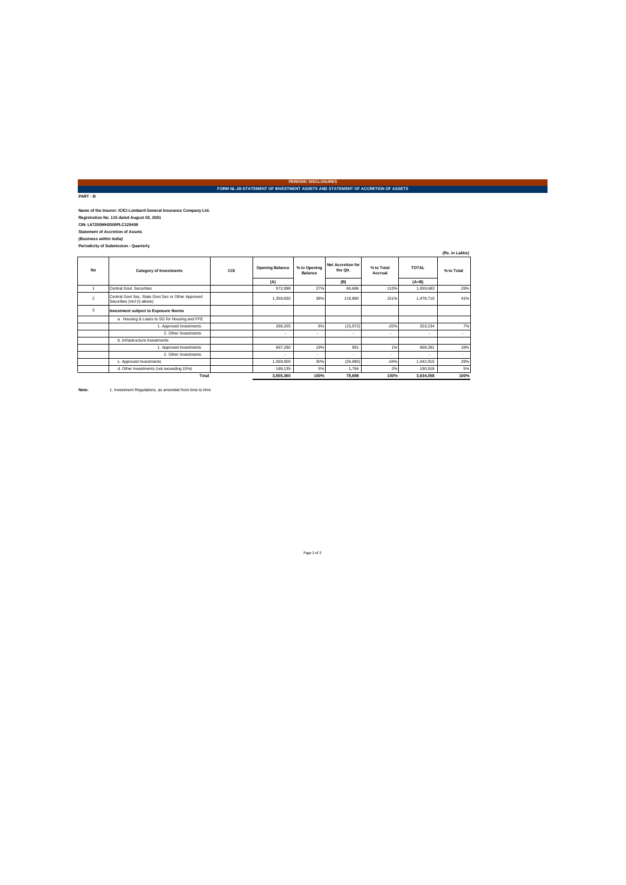PERIODIC DISCLOSURES

FORM NL-28-STATEMENT OF INVESTMENT ASSETS AND STATEMENT OF ACCRETION OF ASSETS

**PART - B**

**Name of the Insurer: ICICI Lombard General Insurance Company Ltd.**

**Registration No. 115 dated August 03, 2001**

**CIN: L67200MH2000PLC129408**

**Statement of Accretion of Assets**

***(Business within India)***

**Periodicity of Submission : Quarterly**

**(Rs. in Lakhs)**

| No | Category of Investments | COI | Opening Balance | % to Opening Balance | Net Accretion for the Qtr. | % to Total Accrual | TOTAL | % to Total |
|---|---|---|---|---|---|---|---|---|
| | | | (A) | | (B) | | (A+B) | |
| 1 | Central Govt. Securities | | 972,998 | 27% | 86,686 | 110% | 1,059,683 | 29% |
| 2 | Central Govt Sec, State Govt Sec or Other Approved Securities (incl (i) above) | | 1,359,830 | 38% | 118,880 | 151% | 1,478,710 | 41% |
| 3 | **Investment subject to Exposure Norms** | | | | | | | |
| | a. Housing & Loans to SG for Housing and FFE | | | | | | | |
| | 1. Approved Investments | | 269,205 | 8% | (15,972) | -20% | 253,234 | 7% |
| | 2. Other Investments | | - | - | - | - | - | - |
| | b. Infrastructure Investments | | | | | | | |
| | 1. Approved Investments | | 667,290 | 19% | 991 | 1% | 668,281 | 18% |
| | 2. Other Investments | | - | - | - | - | - | - |
| | c. Approved Investments | | 1,069,900 | 30% | (26,985) | -34% | 1,042,915 | 29% |
| | d. Other Investments (not exceeding 15%) | | 189,135 | 5% | 1,784 | 2% | 190,918 | 5% |
| | **Total** | | **3,555,360** | **100%** | **78,698** | **100%** | **3,634,058** | **100%** |

**Note:** 1. Investment Regulations, as amended from time to time